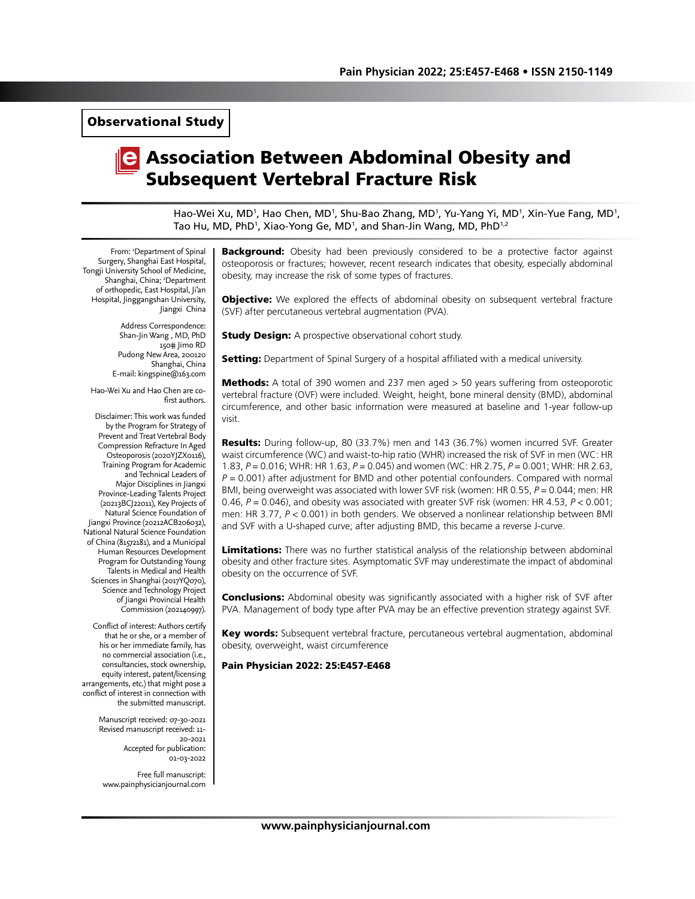Observational Study

# Association Between Abdominal Obesity and Subsequent Vertebral Fracture Risk

Hao-Wei Xu, MD[1], Hao Chen, MD[1], Shu-Bao Zhang, MD[1], Yu-Yang Yi, MD[1], Xin-Yue Fang, MD[1], Tao Hu, MD, PhD[1], Xiao-Yong Ge, MD[1], and Shan-Jin Wang, MD, PhD[1,2]

From: [1]Department of Spinal Surgery, Shanghai East Hospital, Tongji University School of Medicine, Shanghai, China; [2]Department of orthopedic, East Hospital, Ji'an Hospital, Jinggangshan University, Jiangxi China

Address Correspondence:
Shan-Jin Wang , MD, PhD
150# Jimo RD
Pudong New Area, 200120
Shanghai, China
E-mail: kingspine@163.com

Hao-Wei Xu and Hao Chen are co-first authors.

Disclaimer: This work was funded by the Program for Strategy of Prevent and Treat Vertebral Body Compression Refracture In Aged Osteoporosis (2020YJZX0116), Training Program for Academic and Technical Leaders of Major Disciplines in Jiangxi Province-Leading Talents Project (20213BCJ22011), Key Projects of Natural Science Foundation of Jiangxi Province (20212ACB206032), National Natural Science Foundation of China (81572181), and a Municipal Human Resources Development Program for Outstanding Young Talents in Medical and Health Sciences in Shanghai (2017YQ070), Science and Technology Project of Jiangxi Provincial Health Commission (202140997).

Conflict of interest: Authors certify that he or she, or a member of his or her immediate family, has no commercial association (i.e., consultancies, stock ownership, equity interest, patent/licensing arrangements, etc.) that might pose a conflict of interest in connection with the submitted manuscript.

Manuscript received: 07-30-2021
Revised manuscript received: 11-20-2021
Accepted for publication: 01-03-2022

Free full manuscript: www.painphysicianjournal.com

**Background:** Obesity had been previously considered to be a protective factor against osteoporosis or fractures; however, recent research indicates that obesity, especially abdominal obesity, may increase the risk of some types of fractures.

**Objective:** We explored the effects of abdominal obesity on subsequent vertebral fracture (SVF) after percutaneous vertebral augmentation (PVA).

**Study Design:** A prospective observational cohort study.

**Setting:** Department of Spinal Surgery of a hospital affiliated with a medical university.

**Methods:** A total of 390 women and 237 men aged > 50 years suffering from osteoporotic vertebral fracture (OVF) were included. Weight, height, bone mineral density (BMD), abdominal circumference, and other basic information were measured at baseline and 1-year follow-up visit.

**Results:** During follow-up, 80 (33.7%) men and 143 (36.7%) women incurred SVF. Greater waist circumference (WC) and waist-to-hip ratio (WHR) increased the risk of SVF in men (WC: HR 1.83, $P = 0.016$; WHR: HR 1.63, $P = 0.045$) and women (WC: HR 2.75, $P = 0.001$; WHR: HR 2.63, $P = 0.001$) after adjustment for BMD and other potential confounders. Compared with normal BMI, being overweight was associated with lower SVF risk (women: HR 0.55, $P = 0.044$; men: HR 0.46, $P = 0.046$), and obesity was associated with greater SVF risk (women: HR 4.53, $P < 0.001$; men: HR 3.77, $P < 0.001$) in both genders. We observed a nonlinear relationship between BMI and SVF with a U-shaped curve; after adjusting BMD, this became a reverse J-curve.

**Limitations:** There was no further statistical analysis of the relationship between abdominal obesity and other fracture sites. Asymptomatic SVF may underestimate the impact of abdominal obesity on the occurrence of SVF.

**Conclusions:** Abdominal obesity was significantly associated with a higher risk of SVF after PVA. Management of body type after PVA may be an effective prevention strategy against SVF.

**Key words:** Subsequent vertebral fracture, percutaneous vertebral augmentation, abdominal obesity, overweight, waist circumference

**Pain Physician 2022: 25:E457-E468**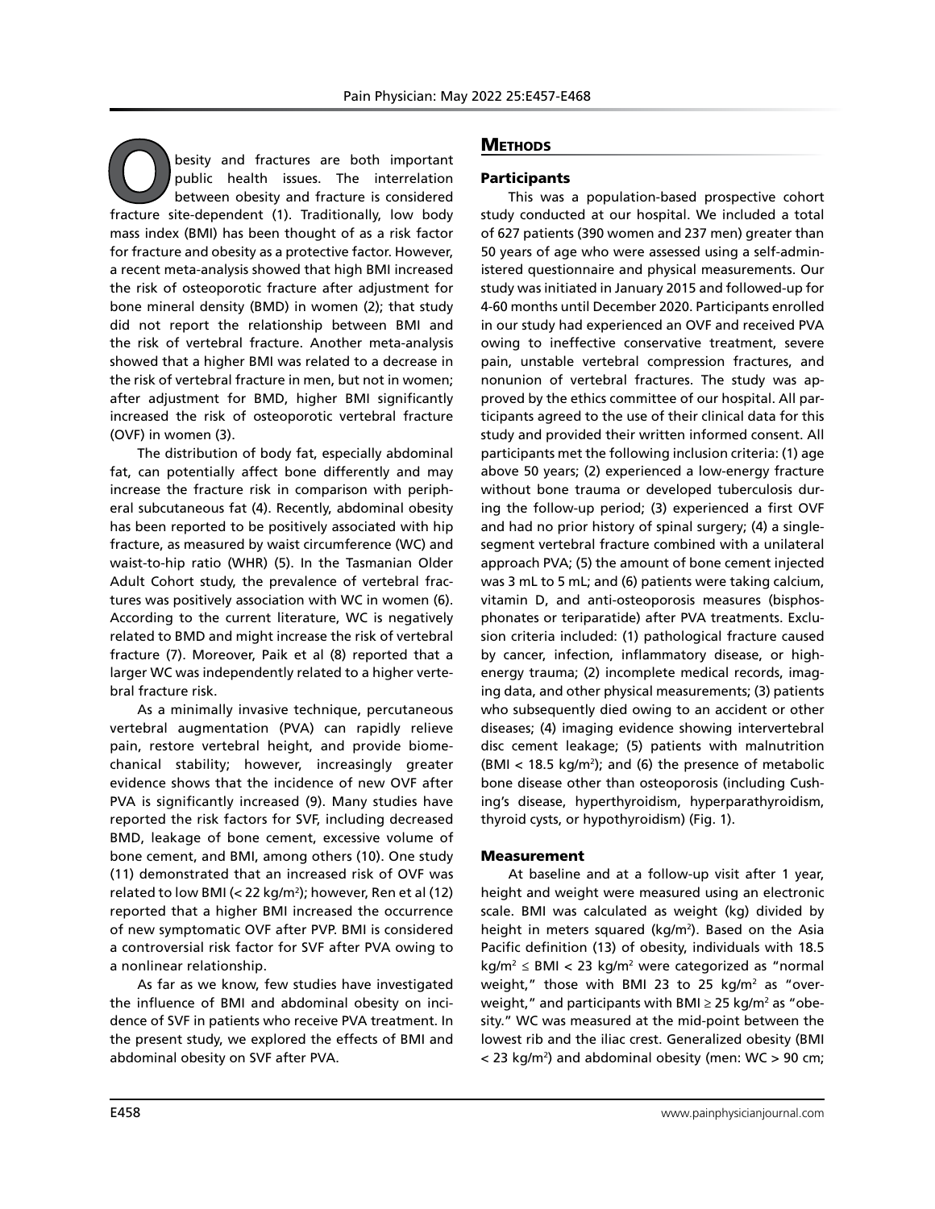Obesity and fractures are both important public health issues. The interrelation between obesity and fracture is considered fracture site-dependent (1). Traditionally, low body mass index (BMI) has been thought of as a risk factor for fracture and obesity as a protective factor. However, a recent meta-analysis showed that high BMI increased the risk of osteoporotic fracture after adjustment for bone mineral density (BMD) in women (2); that study did not report the relationship between BMI and the risk of vertebral fracture. Another meta-analysis showed that a higher BMI was related to a decrease in the risk of vertebral fracture in men, but not in women; after adjustment for BMD, higher BMI significantly increased the risk of osteoporotic vertebral fracture (OVF) in women (3).

The distribution of body fat, especially abdominal fat, can potentially affect bone differently and may increase the fracture risk in comparison with peripheral subcutaneous fat (4). Recently, abdominal obesity has been reported to be positively associated with hip fracture, as measured by waist circumference (WC) and waist-to-hip ratio (WHR) (5). In the Tasmanian Older Adult Cohort study, the prevalence of vertebral fractures was positively association with WC in women (6). According to the current literature, WC is negatively related to BMD and might increase the risk of vertebral fracture (7). Moreover, Paik et al (8) reported that a larger WC was independently related to a higher vertebral fracture risk.

As a minimally invasive technique, percutaneous vertebral augmentation (PVA) can rapidly relieve pain, restore vertebral height, and provide biomechanical stability; however, increasingly greater evidence shows that the incidence of new OVF after PVA is significantly increased (9). Many studies have reported the risk factors for SVF, including decreased BMD, leakage of bone cement, excessive volume of bone cement, and BMI, among others (10). One study (11) demonstrated that an increased risk of OVF was related to low BMI (< 22 kg/m$^2$); however, Ren et al (12) reported that a higher BMI increased the occurrence of new symptomatic OVF after PVP. BMI is considered a controversial risk factor for SVF after PVA owing to a nonlinear relationship.

As far as we know, few studies have investigated the influence of BMI and abdominal obesity on incidence of SVF in patients who receive PVA treatment. In the present study, we explored the effects of BMI and abdominal obesity on SVF after PVA.

## Methods

### Participants

This was a population-based prospective cohort study conducted at our hospital. We included a total of 627 patients (390 women and 237 men) greater than 50 years of age who were assessed using a self-administered questionnaire and physical measurements. Our study was initiated in January 2015 and followed-up for 4-60 months until December 2020. Participants enrolled in our study had experienced an OVF and received PVA owing to ineffective conservative treatment, severe pain, unstable vertebral compression fractures, and nonunion of vertebral fractures. The study was approved by the ethics committee of our hospital. All participants agreed to the use of their clinical data for this study and provided their written informed consent. All participants met the following inclusion criteria: (1) age above 50 years; (2) experienced a low-energy fracture without bone trauma or developed tuberculosis during the follow-up period; (3) experienced a first OVF and had no prior history of spinal surgery; (4) a single-segment vertebral fracture combined with a unilateral approach PVA; (5) the amount of bone cement injected was 3 mL to 5 mL; and (6) patients were taking calcium, vitamin D, and anti-osteoporosis measures (bisphosphonates or teriparatide) after PVA treatments. Exclusion criteria included: (1) pathological fracture caused by cancer, infection, inflammatory disease, or high-energy trauma; (2) incomplete medical records, imaging data, and other physical measurements; (3) patients who subsequently died owing to an accident or other diseases; (4) imaging evidence showing intervertebral disc cement leakage; (5) patients with malnutrition (BMI < 18.5 kg/m$^2$); and (6) the presence of metabolic bone disease other than osteoporosis (including Cushing's disease, hyperthyroidism, hyperparathyroidism, thyroid cysts, or hypothyroidism) (Fig. 1).

### Measurement

At baseline and at a follow-up visit after 1 year, height and weight were measured using an electronic scale. BMI was calculated as weight (kg) divided by height in meters squared (kg/m$^2$). Based on the Asia Pacific definition (13) of obesity, individuals with 18.5 kg/m$^2$ ≤ BMI < 23 kg/m$^2$ were categorized as "normal weight," those with BMI 23 to 25 kg/m$^2$ as "overweight," and participants with BMI ≥ 25 kg/m$^2$ as "obesity." WC was measured at the mid-point between the lowest rib and the iliac crest. Generalized obesity (BMI < 23 kg/m$^2$) and abdominal obesity (men: WC > 90 cm;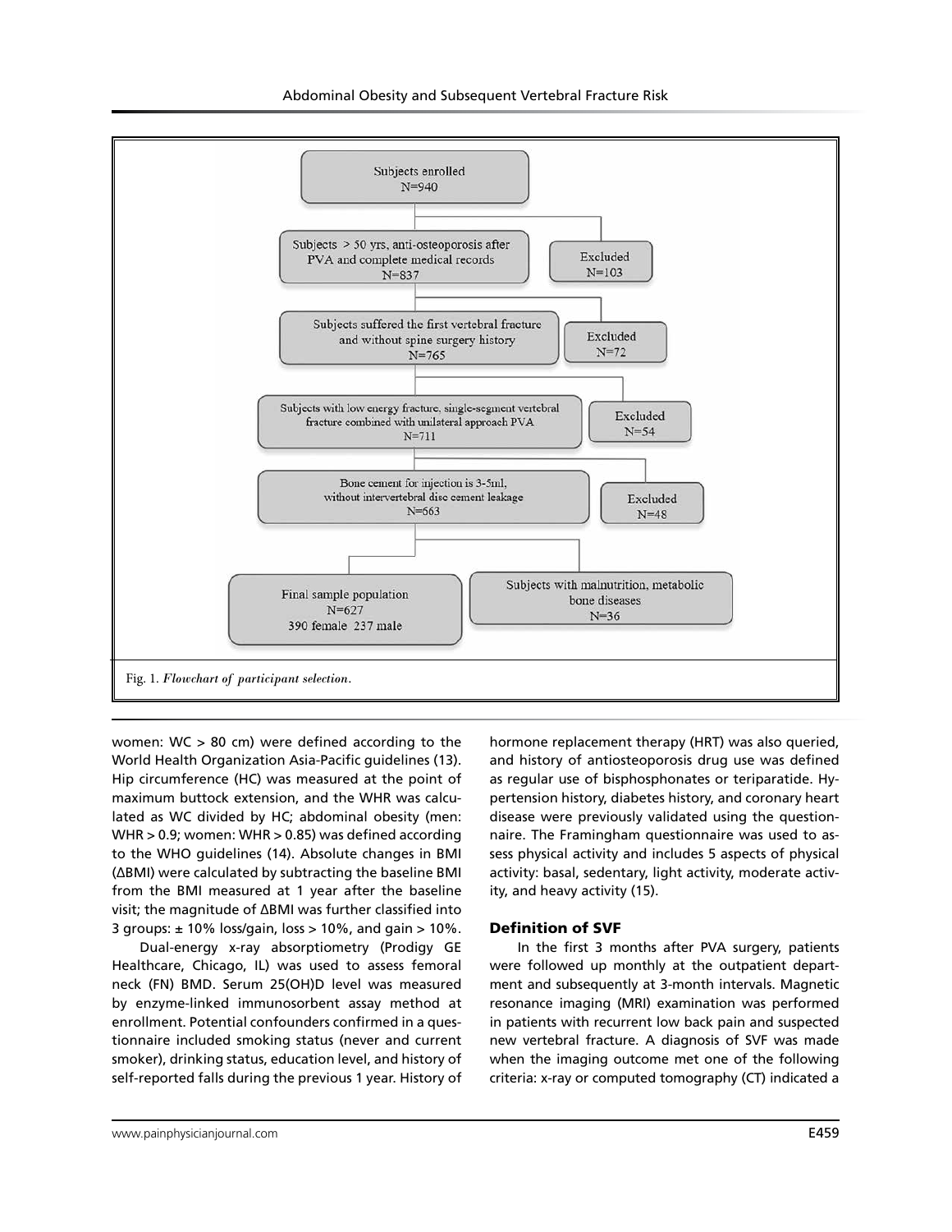Subjects enrolled
N=940

Subjects > 50 yrs, anti-osteoporosis after PVA and complete medical records
N=837

Excluded
N=103

Subjects suffered the first vertebral fracture and without spine surgery history
N=765

Excluded
N=72

Subjects with low energy fracture, single-segment vertebral fracture combined with unilateral approach PVA
N=711

Excluded
N=54

Bone cement for injection is 3-5ml, without intervertebral disc cement leakage
N=663

Excluded
N=48

Final sample population
N=627
390 female 237 male

Subjects with malnutrition, metabolic bone diseases
N=36

Fig. 1. *Flowchart of participant selection.*

women: WC > 80 cm) were defined according to the World Health Organization Asia-Pacific guidelines (13). Hip circumference (HC) was measured at the point of maximum buttock extension, and the WHR was calculated as WC divided by HC; abdominal obesity (men: WHR > 0.9; women: WHR > 0.85) was defined according to the WHO guidelines (14). Absolute changes in BMI (ΔBMI) were calculated by subtracting the baseline BMI from the BMI measured at 1 year after the baseline visit; the magnitude of ΔBMI was further classified into 3 groups: ± 10% loss/gain, loss > 10%, and gain > 10%.

Dual-energy x-ray absorptiometry (Prodigy GE Healthcare, Chicago, IL) was used to assess femoral neck (FN) BMD. Serum 25(OH)D level was measured by enzyme-linked immunosorbent assay method at enrollment. Potential confounders confirmed in a questionnaire included smoking status (never and current smoker), drinking status, education level, and history of self-reported falls during the previous 1 year. History of hormone replacement therapy (HRT) was also queried, and history of antiosteoporosis drug use was defined as regular use of bisphosphonates or teriparatide. Hypertension history, diabetes history, and coronary heart disease were previously validated using the questionnaire. The Framingham questionnaire was used to assess physical activity and includes 5 aspects of physical activity: basal, sedentary, light activity, moderate activity, and heavy activity (15).

### Definition of SVF

In the first 3 months after PVA surgery, patients were followed up monthly at the outpatient department and subsequently at 3-month intervals. Magnetic resonance imaging (MRI) examination was performed in patients with recurrent low back pain and suspected new vertebral fracture. A diagnosis of SVF was made when the imaging outcome met one of the following criteria: x-ray or computed tomography (CT) indicated a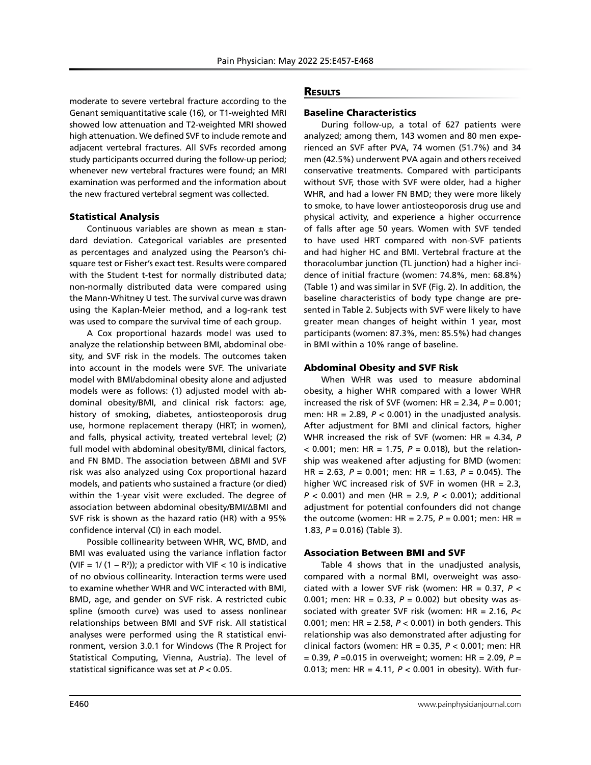moderate to severe vertebral fracture according to the Genant semiquantitative scale (16), or T1-weighted MRI showed low attenuation and T2-weighted MRI showed high attenuation. We defined SVF to include remote and adjacent vertebral fractures. All SVFs recorded among study participants occurred during the follow-up period; whenever new vertebral fractures were found; an MRI examination was performed and the information about the new fractured vertebral segment was collected.

### Statistical Analysis

Continuous variables are shown as mean ± standard deviation. Categorical variables are presented as percentages and analyzed using the Pearson's chi-square test or Fisher's exact test. Results were compared with the Student t-test for normally distributed data; non-normally distributed data were compared using the Mann-Whitney U test. The survival curve was drawn using the Kaplan-Meier method, and a log-rank test was used to compare the survival time of each group.

A Cox proportional hazards model was used to analyze the relationship between BMI, abdominal obesity, and SVF risk in the models. The outcomes taken into account in the models were SVF. The univariate model with BMI/abdominal obesity alone and adjusted models were as follows: (1) adjusted model with abdominal obesity/BMI, and clinical risk factors: age, history of smoking, diabetes, antiosteoporosis drug use, hormone replacement therapy (HRT; in women), and falls, physical activity, treated vertebral level; (2) full model with abdominal obesity/BMI, clinical factors, and FN BMD. The association between ΔBMI and SVF risk was also analyzed using Cox proportional hazard models, and patients who sustained a fracture (or died) within the 1-year visit were excluded. The degree of association between abdominal obesity/BMI/ΔBMI and SVF risk is shown as the hazard ratio (HR) with a 95% confidence interval (CI) in each model.

Possible collinearity between WHR, WC, BMD, and BMI was evaluated using the variance inflation factor ($VIF = 1/(1 - R^2)$); a predictor with VIF < 10 is indicative of no obvious collinearity. Interaction terms were used to examine whether WHR and WC interacted with BMI, BMD, age, and gender on SVF risk. A restricted cubic spline (smooth curve) was used to assess nonlinear relationships between BMI and SVF risk. All statistical analyses were performed using the R statistical environment, version 3.0.1 for Windows (The R Project for Statistical Computing, Vienna, Austria). The level of statistical significance was set at $P < 0.05$.

## Results

### Baseline Characteristics

During follow-up, a total of 627 patients were analyzed; among them, 143 women and 80 men experienced an SVF after PVA, 74 women (51.7%) and 34 men (42.5%) underwent PVA again and others received conservative treatments. Compared with participants without SVF, those with SVF were older, had a higher WHR, and had a lower FN BMD; they were more likely to smoke, to have lower antiosteoporosis drug use and physical activity, and experience a higher occurrence of falls after age 50 years. Women with SVF tended to have used HRT compared with non-SVF patients and had higher HC and BMI. Vertebral fracture at the thoracolumbar junction (TL junction) had a higher incidence of initial fracture (women: 74.8%, men: 68.8%) (Table 1) and was similar in SVF (Fig. 2). In addition, the baseline characteristics of body type change are presented in Table 2. Subjects with SVF were likely to have greater mean changes of height within 1 year, most participants (women: 87.3%, men: 85.5%) had changes in BMI within a 10% range of baseline.

### Abdominal Obesity and SVF Risk

When WHR was used to measure abdominal obesity, a higher WHR compared with a lower WHR increased the risk of SVF (women: HR = 2.34, $P = 0.001$; men: HR = 2.89, $P < 0.001$) in the unadjusted analysis. After adjustment for BMI and clinical factors, higher WHR increased the risk of SVF (women: HR = 4.34, $P < 0.001$; men: HR = 1.75, $P = 0.018$), but the relationship was weakened after adjusting for BMD (women: HR = 2.63, $P = 0.001$; men: HR = 1.63, $P = 0.045$). The higher WC increased risk of SVF in women (HR = 2.3, $P < 0.001$) and men (HR = 2.9, $P < 0.001$); additional adjustment for potential confounders did not change the outcome (women: HR = 2.75, $P = 0.001$; men: HR = 1.83, $P = 0.016$) (Table 3).

### Association Between BMI and SVF

Table 4 shows that in the unadjusted analysis, compared with a normal BMI, overweight was associated with a lower SVF risk (women: HR = 0.37, $P < 0.001$; men: HR = 0.33, $P = 0.002$) but obesity was associated with greater SVF risk (women: HR = 2.16, $P < 0.001$; men: HR = 2.58, $P < 0.001$) in both genders. This relationship was also demonstrated after adjusting for clinical factors (women: HR = 0.35, $P < 0.001$; men: HR = 0.39, $P = 0.015$ in overweight; women: HR = 2.09, $P = 0.013$; men: HR = 4.11, $P < 0.001$ in obesity). With fur-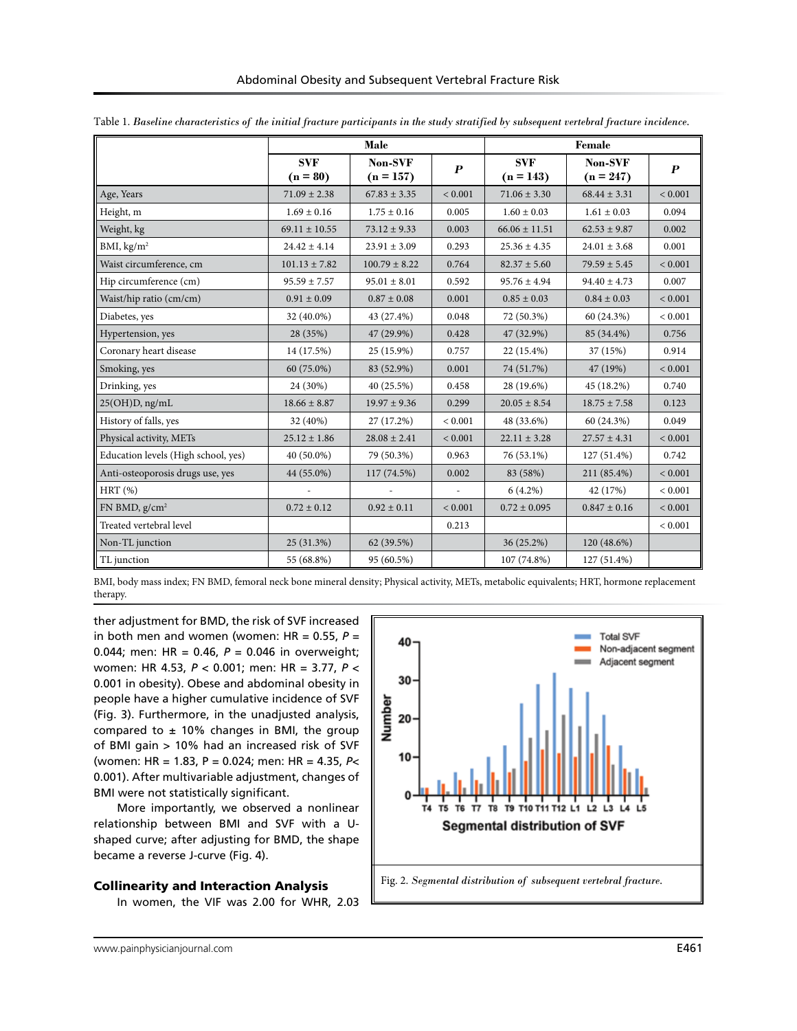Table 1. *Baseline characteristics of the initial fracture participants in the study stratified by subsequent vertebral fracture incidence.*

| | Male | | | Female | | |
|---|---|---|---|---|---|---|
| | SVF (n = 80) | Non-SVF (n = 157) | *P* | SVF (n = 143) | Non-SVF (n = 247) | *P* |
| Age, Years | 71.09 ± 2.38 | 67.83 ± 3.35 | < 0.001 | 71.06 ± 3.30 | 68.44 ± 3.31 | < 0.001 |
| Height, m | 1.69 ± 0.16 | 1.75 ± 0.16 | 0.005 | 1.60 ± 0.03 | 1.61 ± 0.03 | 0.094 |
| Weight, kg | 69.11 ± 10.55 | 73.12 ± 9.33 | 0.003 | 66.06 ± 11.51 | 62.53 ± 9.87 | 0.002 |
| BMI, kg/m² | 24.42 ± 4.14 | 23.91 ± 3.09 | 0.293 | 25.36 ± 4.35 | 24.01 ± 3.68 | 0.001 |
| Waist circumference, cm | 101.13 ± 7.82 | 100.79 ± 8.22 | 0.764 | 82.37 ± 5.60 | 79.59 ± 5.45 | < 0.001 |
| Hip circumference (cm) | 95.59 ± 7.57 | 95.01 ± 8.01 | 0.592 | 95.76 ± 4.94 | 94.40 ± 4.73 | 0.007 |
| Waist/hip ratio (cm/cm) | 0.91 ± 0.09 | 0.87 ± 0.08 | 0.001 | 0.85 ± 0.03 | 0.84 ± 0.03 | < 0.001 |
| Diabetes, yes | 32 (40.0%) | 43 (27.4%) | 0.048 | 72 (50.3%) | 60 (24.3%) | < 0.001 |
| Hypertension, yes | 28 (35%) | 47 (29.9%) | 0.428 | 47 (32.9%) | 85 (34.4%) | 0.756 |
| Coronary heart disease | 14 (17.5%) | 25 (15.9%) | 0.757 | 22 (15.4%) | 37 (15%) | 0.914 |
| Smoking, yes | 60 (75.0%) | 83 (52.9%) | 0.001 | 74 (51.7%) | 47 (19%) | < 0.001 |
| Drinking, yes | 24 (30%) | 40 (25.5%) | 0.458 | 28 (19.6%) | 45 (18.2%) | 0.740 |
| 25(OH)D, ng/mL | 18.66 ± 8.87 | 19.97 ± 9.36 | 0.299 | 20.05 ± 8.54 | 18.75 ± 7.58 | 0.123 |
| History of falls, yes | 32 (40%) | 27 (17.2%) | < 0.001 | 48 (33.6%) | 60 (24.3%) | 0.049 |
| Physical activity, METs | 25.12 ± 1.86 | 28.08 ± 2.41 | < 0.001 | 22.11 ± 3.28 | 27.57 ± 4.31 | < 0.001 |
| Education levels (High school, yes) | 40 (50.0%) | 79 (50.3%) | 0.963 | 76 (53.1%) | 127 (51.4%) | 0.742 |
| Anti-osteoporosis drugs use, yes | 44 (55.0%) | 117 (74.5%) | 0.002 | 83 (58%) | 211 (85.4%) | < 0.001 |
| HRT (%) | - | - | - | 6 (4.2%) | 42 (17%) | < 0.001 |
| FN BMD, g/cm² | 0.72 ± 0.12 | 0.92 ± 0.11 | < 0.001 | 0.72 ± 0.095 | 0.847 ± 0.16 | < 0.001 |
| Treated vertebral level | | | 0.213 | | | < 0.001 |
| Non-TL junction | 25 (31.3%) | 62 (39.5%) | | 36 (25.2%) | 120 (48.6%) | |
| TL junction | 55 (68.8%) | 95 (60.5%) | | 107 (74.8%) | 127 (51.4%) | |

BMI, body mass index; FN BMD, femoral neck bone mineral density; Physical activity, METs, metabolic equivalents; HRT, hormone replacement therapy.

ther adjustment for BMD, the risk of SVF increased in both men and women (women: HR = 0.55, *P* = 0.044; men: HR = 0.46, *P* = 0.046 in overweight; women: HR 4.53, *P* < 0.001; men: HR = 3.77, *P* < 0.001 in obesity). Obese and abdominal obesity in people have a higher cumulative incidence of SVF (Fig. 3). Furthermore, in the unadjusted analysis, compared to ± 10% changes in BMI, the group of BMI gain > 10% had an increased risk of SVF (women: HR = 1.83, P = 0.024; men: HR = 4.35, *P*< 0.001). After multivariable adjustment, changes of BMI were not statistically significant.

More importantly, we observed a nonlinear relationship between BMI and SVF with a U-shaped curve; after adjusting for BMD, the shape became a reverse J-curve (Fig. 4).

Fig. 2. *Segmental distribution of subsequent vertebral fracture.*

## Collinearity and Interaction Analysis

In women, the VIF was 2.00 for WHR, 2.03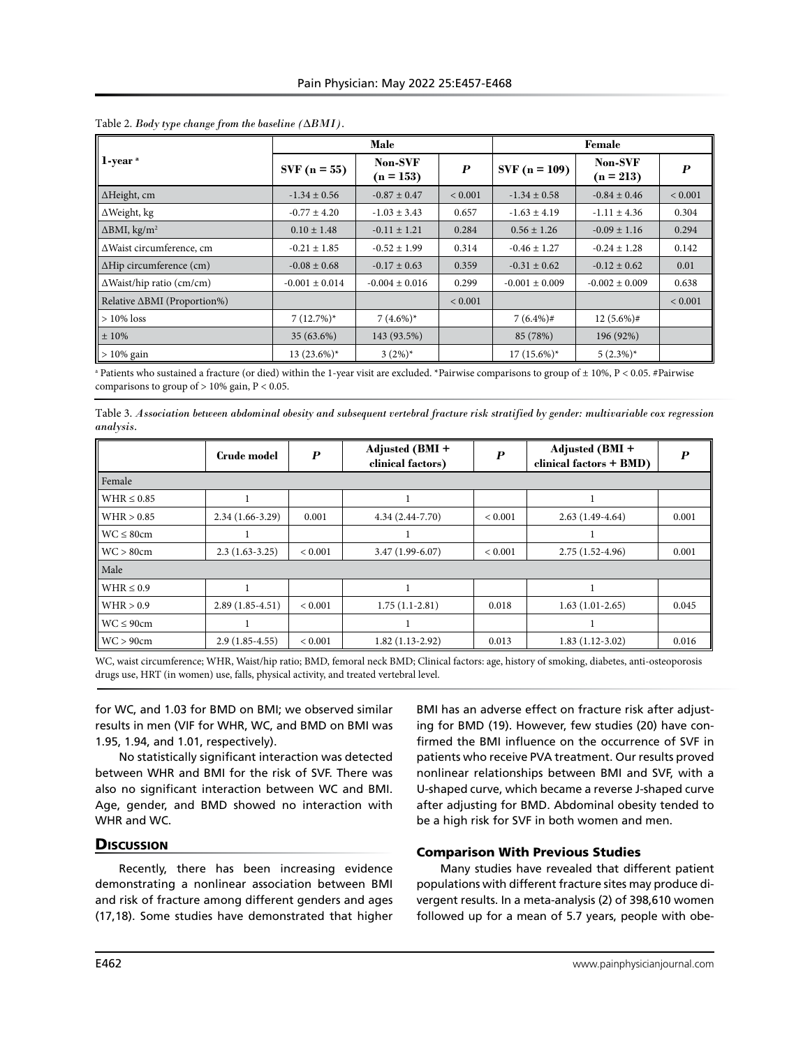Table 2. *Body type change from the baseline (ΔBMI).*

| 1-year [a] | Male | | | Female | | |
|---|---|---|---|---|---|---|
| | SVF (n = 55) | Non-SVF (n = 153) | *P* | SVF (n = 109) | Non-SVF (n = 213) | *P* |
| ΔHeight, cm | -1.34 ± 0.56 | -0.87 ± 0.47 | < 0.001 | -1.34 ± 0.58 | -0.84 ± 0.46 | < 0.001 |
| ΔWeight, kg | -0.77 ± 4.20 | -1.03 ± 3.43 | 0.657 | -1.63 ± 4.19 | -1.11 ± 4.36 | 0.304 |
| ΔBMI, kg/m$^2$ | 0.10 ± 1.48 | -0.11 ± 1.21 | 0.284 | 0.56 ± 1.26 | -0.09 ± 1.16 | 0.294 |
| ΔWaist circumference, cm | -0.21 ± 1.85 | -0.52 ± 1.99 | 0.314 | -0.46 ± 1.27 | -0.24 ± 1.28 | 0.142 |
| ΔHip circumference (cm) | -0.08 ± 0.68 | -0.17 ± 0.63 | 0.359 | -0.31 ± 0.62 | -0.12 ± 0.62 | 0.01 |
| ΔWaist/hip ratio (cm/cm) | -0.001 ± 0.014 | -0.004 ± 0.016 | 0.299 | -0.001 ± 0.009 | -0.002 ± 0.009 | 0.638 |
| Relative ΔBMI (Proportion%) | | | < 0.001 | | | < 0.001 |
| > 10% loss | 7 (12.7%)* | 7 (4.6%)* | | 7 (6.4%)# | 12 (5.6%)# | |
| ± 10% | 35 (63.6%) | 143 (93.5%) | | 85 (78%) | 196 (92%) | |
| > 10% gain | 13 (23.6%)* | 3 (2%)* | | 17 (15.6%)* | 5 (2.3%)* | |

[a] Patients who sustained a fracture (or died) within the 1-year visit are excluded. *Pairwise comparisons to group of ± 10%, P < 0.05. #Pairwise comparisons to group of > 10% gain, P < 0.05.

Table 3. *Association between abdominal obesity and subsequent vertebral fracture risk stratified by gender: multivariable cox regression analysis.*

| | Crude model | *P* | Adjusted (BMI + clinical factors) | *P* | Adjusted (BMI + clinical factors + BMD) | *P* |
|---|---|---|---|---|---|---|
| Female | | | | | | |
| WHR ≤ 0.85 | 1 | | 1 | | 1 | |
| WHR > 0.85 | 2.34 (1.66-3.29) | 0.001 | 4.34 (2.44-7.70) | < 0.001 | 2.63 (1.49-4.64) | 0.001 |
| WC ≤ 80cm | 1 | | 1 | | 1 | |
| WC > 80cm | 2.3 (1.63-3.25) | < 0.001 | 3.47 (1.99-6.07) | < 0.001 | 2.75 (1.52-4.96) | 0.001 |
| Male | | | | | | |
| WHR ≤ 0.9 | 1 | | 1 | | 1 | |
| WHR > 0.9 | 2.89 (1.85-4.51) | < 0.001 | 1.75 (1.1-2.81) | 0.018 | 1.63 (1.01-2.65) | 0.045 |
| WC ≤ 90cm | 1 | | 1 | | 1 | |
| WC > 90cm | 2.9 (1.85-4.55) | < 0.001 | 1.82 (1.13-2.92) | 0.013 | 1.83 (1.12-3.02) | 0.016 |

WC, waist circumference; WHR, Waist/hip ratio; BMD, femoral neck BMD; Clinical factors: age, history of smoking, diabetes, anti-osteoporosis drugs use, HRT (in women) use, falls, physical activity, and treated vertebral level.

for WC, and 1.03 for BMD on BMI; we observed similar results in men (VIF for WHR, WC, and BMD on BMI was 1.95, 1.94, and 1.01, respectively).

No statistically significant interaction was detected between WHR and BMI for the risk of SVF. There was also no significant interaction between WC and BMI. Age, gender, and BMD showed no interaction with WHR and WC.

## Discussion

Recently, there has been increasing evidence demonstrating a nonlinear association between BMI and risk of fracture among different genders and ages (17,18). Some studies have demonstrated that higher BMI has an adverse effect on fracture risk after adjusting for BMD (19). However, few studies (20) have confirmed the BMI influence on the occurrence of SVF in patients who receive PVA treatment. Our results proved nonlinear relationships between BMI and SVF, with a U-shaped curve, which became a reverse J-shaped curve after adjusting for BMD. Abdominal obesity tended to be a high risk for SVF in both women and men.

### Comparison With Previous Studies

Many studies have revealed that different patient populations with different fracture sites may produce divergent results. In a meta-analysis (2) of 398,610 women followed up for a mean of 5.7 years, people with obe-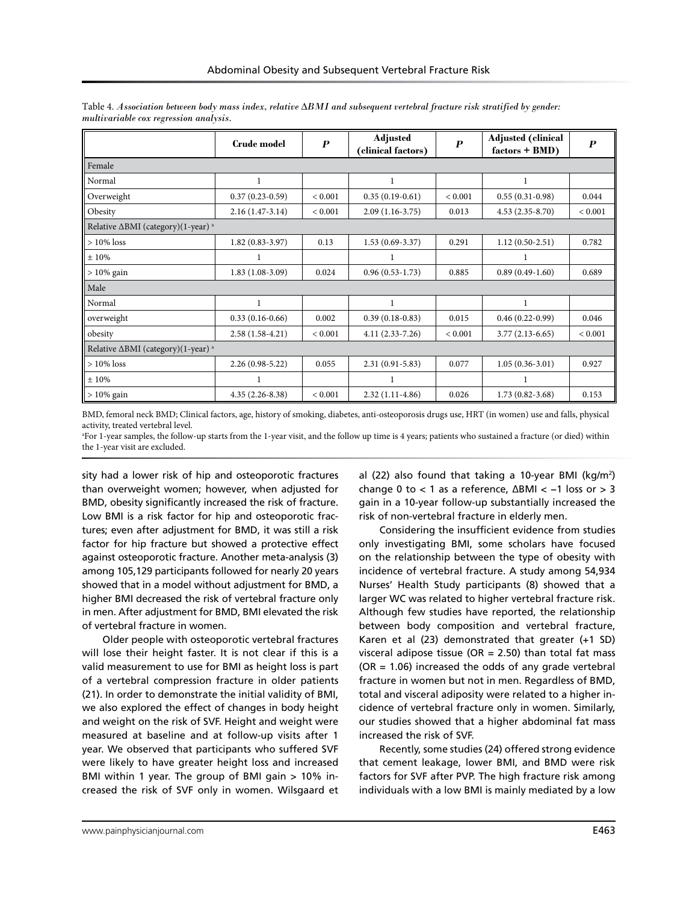Table 4. *Association between body mass index, relative ΔBMI and subsequent vertebral fracture risk stratified by gender: multivariable cox regression analysis.*

| | Crude model | P | Adjusted (clinical factors) | P | Adjusted (clinical factors + BMD) | P |
|---|---|---|---|---|---|---|
| Female | | | | | | |
| Normal | 1 | | 1 | | 1 | |
| Overweight | 0.37 (0.23-0.59) | < 0.001 | 0.35 (0.19-0.61) | < 0.001 | 0.55 (0.31-0.98) | 0.044 |
| Obesity | 2.16 (1.47-3.14) | < 0.001 | 2.09 (1.16-3.75) | 0.013 | 4.53 (2.35-8.70) | < 0.001 |
| Relative ΔBMI (category)(1-year) [a] | | | | | | |
| > 10% loss | 1.82 (0.83-3.97) | 0.13 | 1.53 (0.69-3.37) | 0.291 | 1.12 (0.50-2.51) | 0.782 |
| ± 10% | 1 | | 1 | | 1 | |
| > 10% gain | 1.83 (1.08-3.09) | 0.024 | 0.96 (0.53-1.73) | 0.885 | 0.89 (0.49-1.60) | 0.689 |
| Male | | | | | | |
| Normal | 1 | | 1 | | 1 | |
| overweight | 0.33 (0.16-0.66) | 0.002 | 0.39 (0.18-0.83) | 0.015 | 0.46 (0.22-0.99) | 0.046 |
| obesity | 2.58 (1.58-4.21) | < 0.001 | 4.11 (2.33-7.26) | < 0.001 | 3.77 (2.13-6.65) | < 0.001 |
| Relative ΔBMI (category)(1-year) [a] | | | | | | |
| > 10% loss | 2.26 (0.98-5.22) | 0.055 | 2.31 (0.91-5.83) | 0.077 | 1.05 (0.36-3.01) | 0.927 |
| ± 10% | 1 | | 1 | | 1 | |
| > 10% gain | 4.35 (2.26-8.38) | < 0.001 | 2.32 (1.11-4.86) | 0.026 | 1.73 (0.82-3.68) | 0.153 |

BMD, femoral neck BMD; Clinical factors, age, history of smoking, diabetes, anti-osteoporosis drugs use, HRT (in women) use and falls, physical activity, treated vertebral level.

[a]For 1-year samples, the follow-up starts from the 1-year visit, and the follow up time is 4 years; patients who sustained a fracture (or died) within the 1-year visit are excluded.

sity had a lower risk of hip and osteoporotic fractures than overweight women; however, when adjusted for BMD, obesity significantly increased the risk of fracture. Low BMI is a risk factor for hip and osteoporotic fractures; even after adjustment for BMD, it was still a risk factor for hip fracture but showed a protective effect against osteoporotic fracture. Another meta-analysis (3) among 105,129 participants followed for nearly 20 years showed that in a model without adjustment for BMD, a higher BMI decreased the risk of vertebral fracture only in men. After adjustment for BMD, BMI elevated the risk of vertebral fracture in women.

Older people with osteoporotic vertebral fractures will lose their height faster. It is not clear if this is a valid measurement to use for BMI as height loss is part of a vertebral compression fracture in older patients (21). In order to demonstrate the initial validity of BMI, we also explored the effect of changes in body height and weight on the risk of SVF. Height and weight were measured at baseline and at follow-up visits after 1 year. We observed that participants who suffered SVF were likely to have greater height loss and increased BMI within 1 year. The group of BMI gain > 10% increased the risk of SVF only in women. Wilsgaard et al (22) also found that taking a 10-year BMI (kg/m$^2$) change 0 to < 1 as a reference, ΔBMI < −1 loss or > 3 gain in a 10-year follow-up substantially increased the risk of non-vertebral fracture in elderly men.

Considering the insufficient evidence from studies only investigating BMI, some scholars have focused on the relationship between the type of obesity with incidence of vertebral fracture. A study among 54,934 Nurses' Health Study participants (8) showed that a larger WC was related to higher vertebral fracture risk. Although few studies have reported, the relationship between body composition and vertebral fracture, Karen et al (23) demonstrated that greater (+1 SD) visceral adipose tissue (OR = 2.50) than total fat mass (OR = 1.06) increased the odds of any grade vertebral fracture in women but not in men. Regardless of BMD, total and visceral adiposity were related to a higher incidence of vertebral fracture only in women. Similarly, our studies showed that a higher abdominal fat mass increased the risk of SVF.

Recently, some studies (24) offered strong evidence that cement leakage, lower BMI, and BMD were risk factors for SVF after PVP. The high fracture risk among individuals with a low BMI is mainly mediated by a low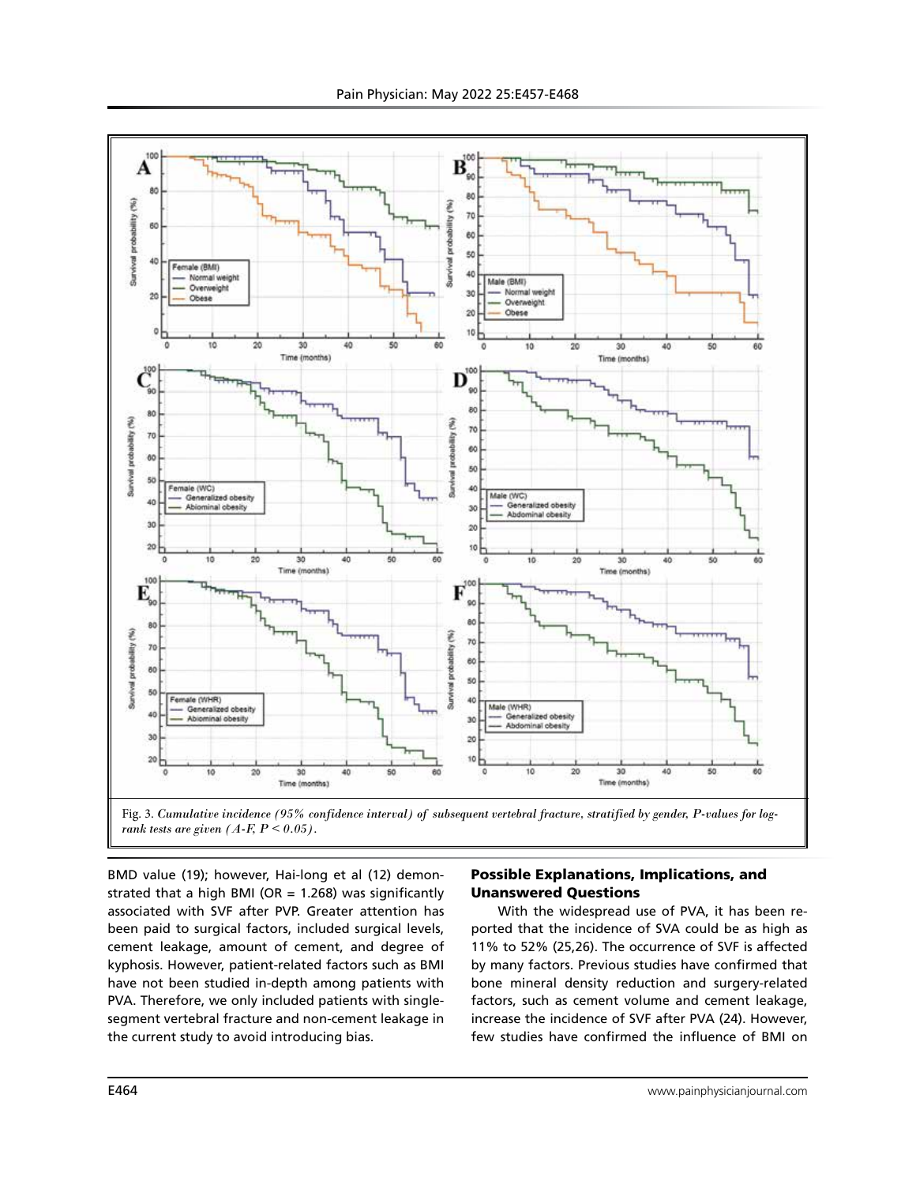Fig. 3. *Cumulative incidence (95% confidence interval) of subsequent vertebral fracture, stratified by gender, P-values for log-rank tests are given (A-F, $P < 0.05$).*

BMD value (19); however, Hai-long et al (12) demonstrated that a high BMI (OR = 1.268) was significantly associated with SVF after PVP. Greater attention has been paid to surgical factors, included surgical levels, cement leakage, amount of cement, and degree of kyphosis. However, patient-related factors such as BMI have not been studied in-depth among patients with PVA. Therefore, we only included patients with single-segment vertebral fracture and non-cement leakage in the current study to avoid introducing bias.

## Possible Explanations, Implications, and Unanswered Questions

With the widespread use of PVA, it has been reported that the incidence of SVA could be as high as 11% to 52% (25,26). The occurrence of SVF is affected by many factors. Previous studies have confirmed that bone mineral density reduction and surgery-related factors, such as cement volume and cement leakage, increase the incidence of SVF after PVA (24). However, few studies have confirmed the influence of BMI on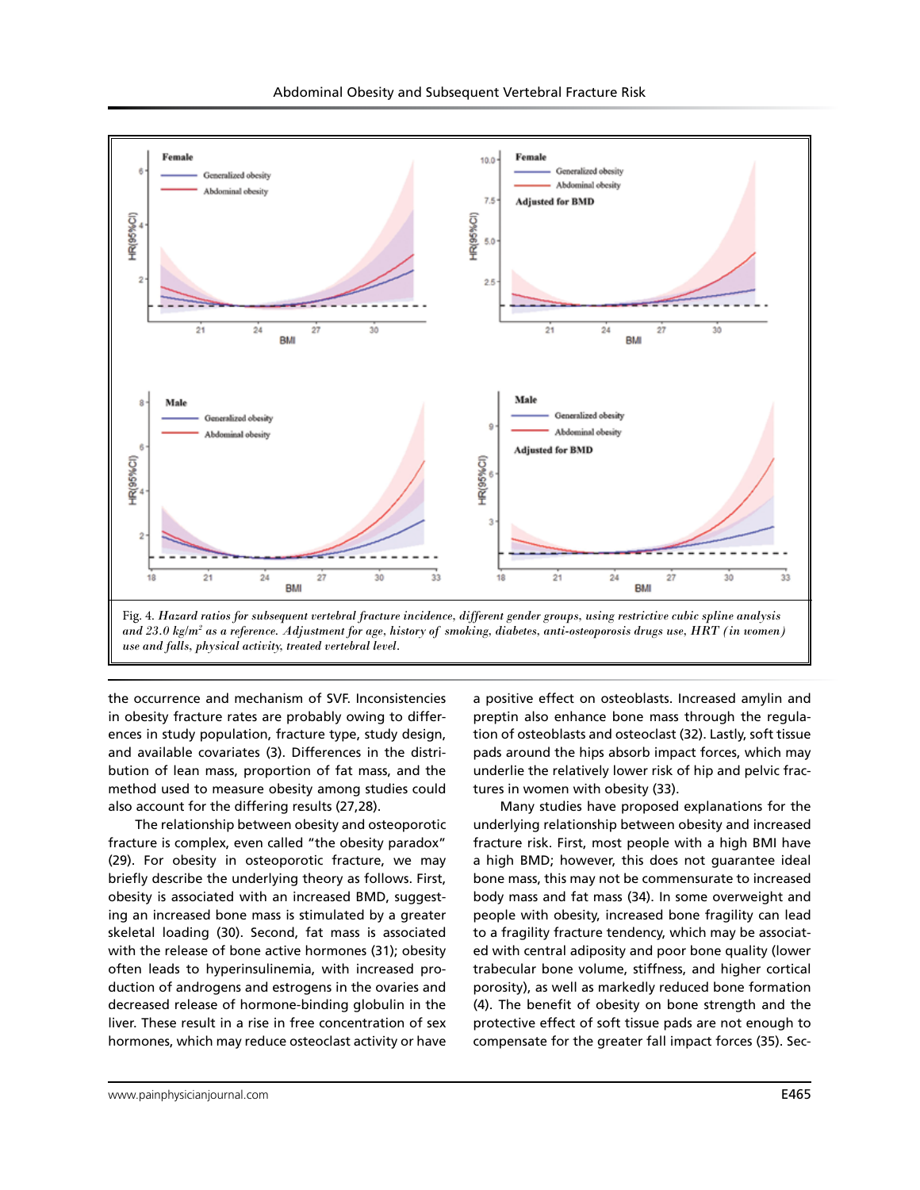Fig. 4. *Hazard ratios for subsequent vertebral fracture incidence, different gender groups, using restrictive cubic spline analysis and 23.0 kg/m² as a reference. Adjustment for age, history of smoking, diabetes, anti-osteoporosis drugs use, HRT (in women) use and falls, physical activity, treated vertebral level.*

the occurrence and mechanism of SVF. Inconsistencies in obesity fracture rates are probably owing to differences in study population, fracture type, study design, and available covariates (3). Differences in the distribution of lean mass, proportion of fat mass, and the method used to measure obesity among studies could also account for the differing results (27,28).

The relationship between obesity and osteoporotic fracture is complex, even called "the obesity paradox" (29). For obesity in osteoporotic fracture, we may briefly describe the underlying theory as follows. First, obesity is associated with an increased BMD, suggesting an increased bone mass is stimulated by a greater skeletal loading (30). Second, fat mass is associated with the release of bone active hormones (31); obesity often leads to hyperinsulinemia, with increased production of androgens and estrogens in the ovaries and decreased release of hormone-binding globulin in the liver. These result in a rise in free concentration of sex hormones, which may reduce osteoclast activity or have a positive effect on osteoblasts. Increased amylin and preptin also enhance bone mass through the regulation of osteoblasts and osteoclast (32). Lastly, soft tissue pads around the hips absorb impact forces, which may underlie the relatively lower risk of hip and pelvic fractures in women with obesity (33).

Many studies have proposed explanations for the underlying relationship between obesity and increased fracture risk. First, most people with a high BMI have a high BMD; however, this does not guarantee ideal bone mass, this may not be commensurate to increased body mass and fat mass (34). In some overweight and people with obesity, increased bone fragility can lead to a fragility fracture tendency, which may be associated with central adiposity and poor bone quality (lower trabecular bone volume, stiffness, and higher cortical porosity), as well as markedly reduced bone formation (4). The benefit of obesity on bone strength and the protective effect of soft tissue pads are not enough to compensate for the greater fall impact forces (35). Sec-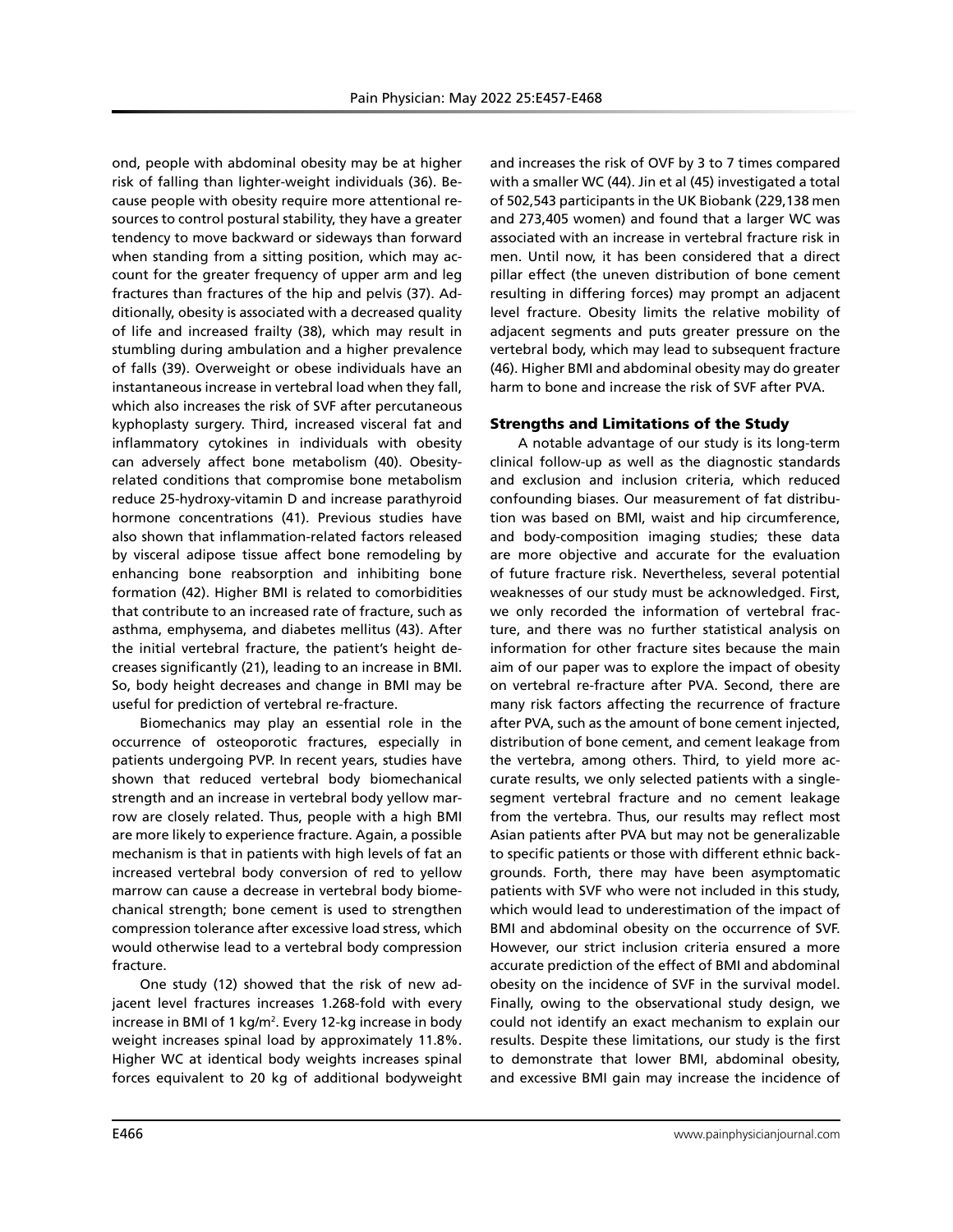ond, people with abdominal obesity may be at higher risk of falling than lighter-weight individuals (36). Because people with obesity require more attentional resources to control postural stability, they have a greater tendency to move backward or sideways than forward when standing from a sitting position, which may account for the greater frequency of upper arm and leg fractures than fractures of the hip and pelvis (37). Additionally, obesity is associated with a decreased quality of life and increased frailty (38), which may result in stumbling during ambulation and a higher prevalence of falls (39). Overweight or obese individuals have an instantaneous increase in vertebral load when they fall, which also increases the risk of SVF after percutaneous kyphoplasty surgery. Third, increased visceral fat and inflammatory cytokines in individuals with obesity can adversely affect bone metabolism (40). Obesity-related conditions that compromise bone metabolism reduce 25-hydroxy-vitamin D and increase parathyroid hormone concentrations (41). Previous studies have also shown that inflammation-related factors released by visceral adipose tissue affect bone remodeling by enhancing bone reabsorption and inhibiting bone formation (42). Higher BMI is related to comorbidities that contribute to an increased rate of fracture, such as asthma, emphysema, and diabetes mellitus (43). After the initial vertebral fracture, the patient's height decreases significantly (21), leading to an increase in BMI. So, body height decreases and change in BMI may be useful for prediction of vertebral re-fracture.

Biomechanics may play an essential role in the occurrence of osteoporotic fractures, especially in patients undergoing PVP. In recent years, studies have shown that reduced vertebral body biomechanical strength and an increase in vertebral body yellow marrow are closely related. Thus, people with a high BMI are more likely to experience fracture. Again, a possible mechanism is that in patients with high levels of fat an increased vertebral body conversion of red to yellow marrow can cause a decrease in vertebral body biomechanical strength; bone cement is used to strengthen compression tolerance after excessive load stress, which would otherwise lead to a vertebral body compression fracture.

One study (12) showed that the risk of new adjacent level fractures increases 1.268-fold with every increase in BMI of 1 kg/m$^2$. Every 12-kg increase in body weight increases spinal load by approximately 11.8%. Higher WC at identical body weights increases spinal forces equivalent to 20 kg of additional bodyweight and increases the risk of OVF by 3 to 7 times compared with a smaller WC (44). Jin et al (45) investigated a total of 502,543 participants in the UK Biobank (229,138 men and 273,405 women) and found that a larger WC was associated with an increase in vertebral fracture risk in men. Until now, it has been considered that a direct pillar effect (the uneven distribution of bone cement resulting in differing forces) may prompt an adjacent level fracture. Obesity limits the relative mobility of adjacent segments and puts greater pressure on the vertebral body, which may lead to subsequent fracture (46). Higher BMI and abdominal obesity may do greater harm to bone and increase the risk of SVF after PVA.

### Strengths and Limitations of the Study

A notable advantage of our study is its long-term clinical follow-up as well as the diagnostic standards and exclusion and inclusion criteria, which reduced confounding biases. Our measurement of fat distribution was based on BMI, waist and hip circumference, and body-composition imaging studies; these data are more objective and accurate for the evaluation of future fracture risk. Nevertheless, several potential weaknesses of our study must be acknowledged. First, we only recorded the information of vertebral fracture, and there was no further statistical analysis on information for other fracture sites because the main aim of our paper was to explore the impact of obesity on vertebral re-fracture after PVA. Second, there are many risk factors affecting the recurrence of fracture after PVA, such as the amount of bone cement injected, distribution of bone cement, and cement leakage from the vertebra, among others. Third, to yield more accurate results, we only selected patients with a single-segment vertebral fracture and no cement leakage from the vertebra. Thus, our results may reflect most Asian patients after PVA but may not be generalizable to specific patients or those with different ethnic backgrounds. Forth, there may have been asymptomatic patients with SVF who were not included in this study, which would lead to underestimation of the impact of BMI and abdominal obesity on the occurrence of SVF. However, our strict inclusion criteria ensured a more accurate prediction of the effect of BMI and abdominal obesity on the incidence of SVF in the survival model. Finally, owing to the observational study design, we could not identify an exact mechanism to explain our results. Despite these limitations, our study is the first to demonstrate that lower BMI, abdominal obesity, and excessive BMI gain may increase the incidence of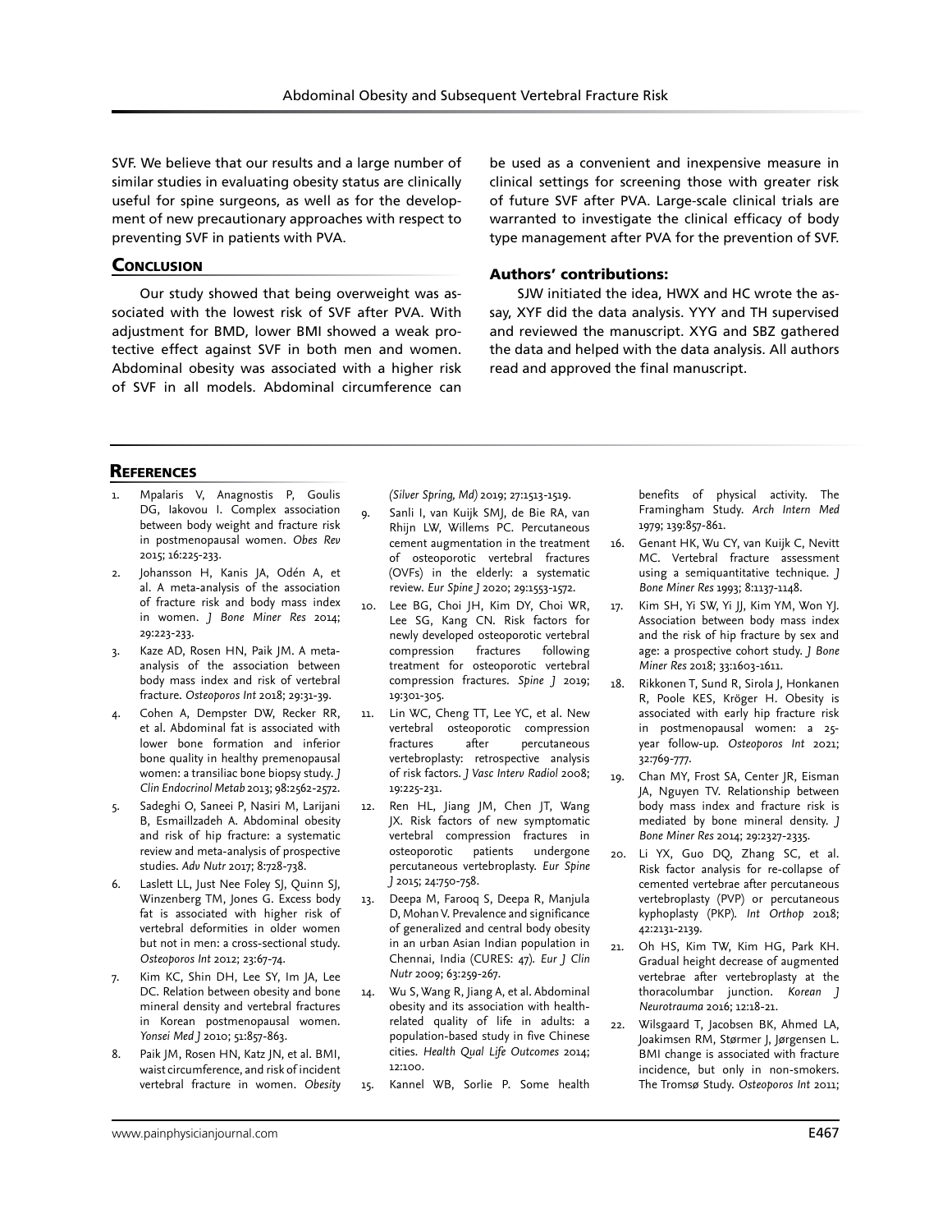SVF. We believe that our results and a large number of similar studies in evaluating obesity status are clinically useful for spine surgeons, as well as for the development of new precautionary approaches with respect to preventing SVF in patients with PVA.

## Conclusion

Our study showed that being overweight was associated with the lowest risk of SVF after PVA. With adjustment for BMD, lower BMI showed a weak protective effect against SVF in both men and women. Abdominal obesity was associated with a higher risk of SVF in all models. Abdominal circumference can be used as a convenient and inexpensive measure in clinical settings for screening those with greater risk of future SVF after PVA. Large-scale clinical trials are warranted to investigate the clinical efficacy of body type management after PVA for the prevention of SVF.

### Authors' contributions:

SJW initiated the idea, HWX and HC wrote the assay, XYF did the data analysis. YYY and TH supervised and reviewed the manuscript. XYG and SBZ gathered the data and helped with the data analysis. All authors read and approved the final manuscript.

## References

1. Mpalaris V, Anagnostis P, Goulis DG, Iakovou I. Complex association between body weight and fracture risk in postmenopausal women. *Obes Rev* 2015; 16:225-233.
2. Johansson H, Kanis JA, Odén A, et al. A meta-analysis of the association of fracture risk and body mass index in women. *J Bone Miner Res* 2014; 29:223-233.
3. Kaze AD, Rosen HN, Paik JM. A meta-analysis of the association between body mass index and risk of vertebral fracture. *Osteoporos Int* 2018; 29:31-39.
4. Cohen A, Dempster DW, Recker RR, et al. Abdominal fat is associated with lower bone formation and inferior bone quality in healthy premenopausal women: a transiliac bone biopsy study. *J Clin Endocrinol Metab* 2013; 98:2562-2572.
5. Sadeghi O, Saneei P, Nasiri M, Larijani B, Esmaillzadeh A. Abdominal obesity and risk of hip fracture: a systematic review and meta-analysis of prospective studies. *Adv Nutr* 2017; 8:728-738.
6. Laslett LL, Just Nee Foley SJ, Quinn SJ, Winzenberg TM, Jones G. Excess body fat is associated with higher risk of vertebral deformities in older women but not in men: a cross-sectional study. *Osteoporos Int* 2012; 23:67-74.
7. Kim KC, Shin DH, Lee SY, Im JA, Lee DC. Relation between obesity and bone mineral density and vertebral fractures in Korean postmenopausal women. *Yonsei Med J* 2010; 51:857-863.
8. Paik JM, Rosen HN, Katz JN, et al. BMI, waist circumference, and risk of incident vertebral fracture in women. *Obesity (Silver Spring, Md)* 2019; 27:1513-1519.
9. Sanli I, van Kuijk SMJ, de Bie RA, van Rhijn LW, Willems PC. Percutaneous cement augmentation in the treatment of osteoporotic vertebral fractures (OVFs) in the elderly: a systematic review. *Eur Spine J* 2020; 29:1553-1572.
10. Lee BG, Choi JH, Kim DY, Choi WR, Lee SG, Kang CN. Risk factors for newly developed osteoporotic vertebral compression fractures following treatment for osteoporotic vertebral compression fractures. *Spine J* 2019; 19:301-305.
11. Lin WC, Cheng TT, Lee YC, et al. New vertebral osteoporotic compression fractures after percutaneous vertebroplasty: retrospective analysis of risk factors. *J Vasc Interv Radiol* 2008; 19:225-231.
12. Ren HL, Jiang JM, Chen JT, Wang JX. Risk factors of new symptomatic vertebral compression fractures in osteoporotic patients undergone percutaneous vertebroplasty. *Eur Spine J* 2015; 24:750-758.
13. Deepa M, Farooq S, Deepa R, Manjula D, Mohan V. Prevalence and significance of generalized and central body obesity in an urban Asian Indian population in Chennai, India (CURES: 47). *Eur J Clin Nutr* 2009; 63:259-267.
14. Wu S, Wang R, Jiang A, et al. Abdominal obesity and its association with health-related quality of life in adults: a population-based study in five Chinese cities. *Health Qual Life Outcomes* 2014; 12:100.
15. Kannel WB, Sorlie P. Some health benefits of physical activity. The Framingham Study. *Arch Intern Med* 1979; 139:857-861.
16. Genant HK, Wu CY, van Kuijk C, Nevitt MC. Vertebral fracture assessment using a semiquantitative technique. *J Bone Miner Res* 1993; 8:1137-1148.
17. Kim SH, Yi SW, Yi JJ, Kim YM, Won YJ. Association between body mass index and the risk of hip fracture by sex and age: a prospective cohort study. *J Bone Miner Res* 2018; 33:1603-1611.
18. Rikkonen T, Sund R, Sirola J, Honkanen R, Poole KES, Kröger H. Obesity is associated with early hip fracture risk in postmenopausal women: a 25-year follow-up. *Osteoporos Int* 2021; 32:769-777.
19. Chan MY, Frost SA, Center JR, Eisman JA, Nguyen TV. Relationship between body mass index and fracture risk is mediated by bone mineral density. *J Bone Miner Res* 2014; 29:2327-2335.
20. Li YX, Guo DQ, Zhang SC, et al. Risk factor analysis for re-collapse of cemented vertebrae after percutaneous vertebroplasty (PVP) or percutaneous kyphoplasty (PKP). *Int Orthop* 2018; 42:2131-2139.
21. Oh HS, Kim TW, Kim HG, Park KH. Gradual height decrease of augmented vertebrae after vertebroplasty at the thoracolumbar junction. *Korean J Neurotrauma* 2016; 12:18-21.
22. Wilsgaard T, Jacobsen BK, Ahmed LA, Joakimsen RM, Størmer J, Jørgensen L. BMI change is associated with fracture incidence, but only in non-smokers. The Tromsø Study. *Osteoporos Int* 2011;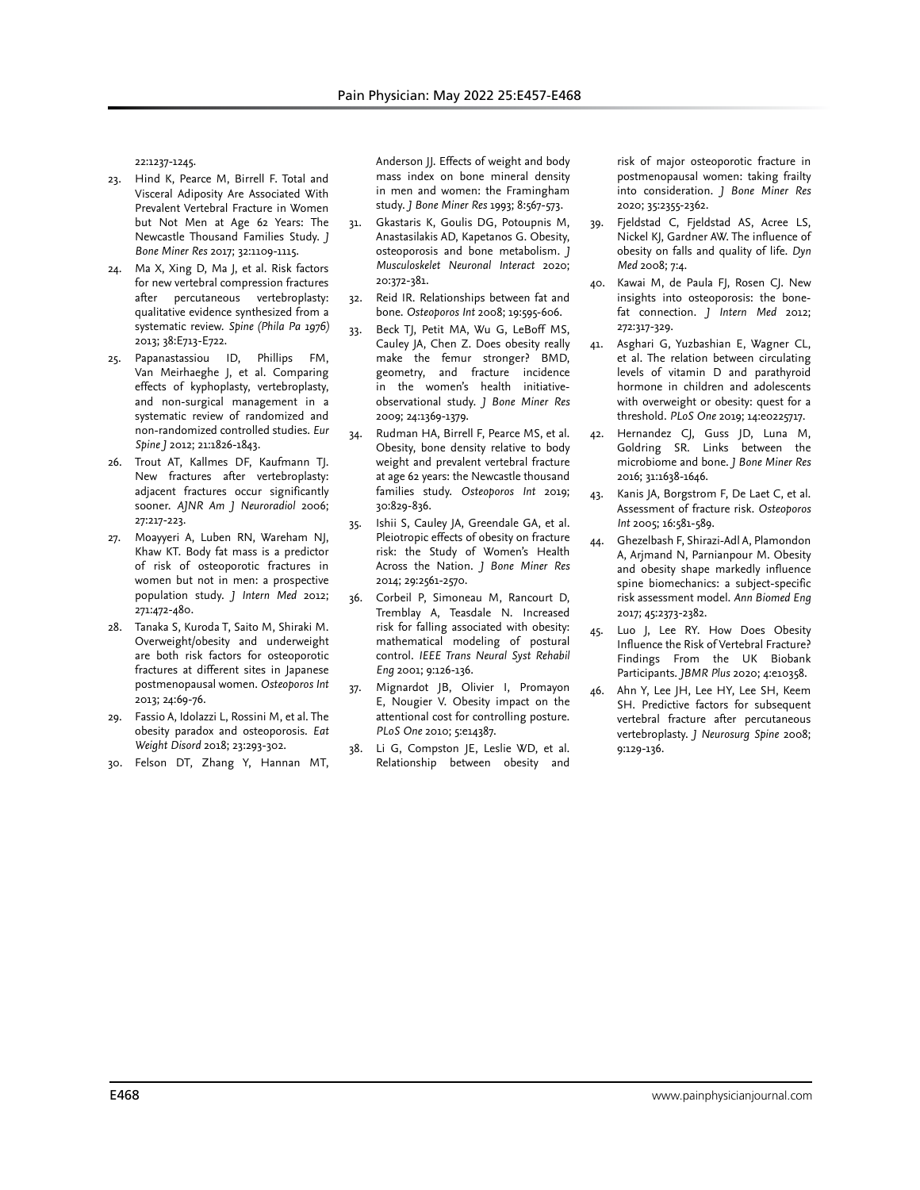22:1237-1245.

23. Hind K, Pearce M, Birrell F. Total and Visceral Adiposity Are Associated With Prevalent Vertebral Fracture in Women but Not Men at Age 62 Years: The Newcastle Thousand Families Study. *J Bone Miner Res* 2017; 32:1109-1115.
24. Ma X, Xing D, Ma J, et al. Risk factors for new vertebral compression fractures after percutaneous vertebroplasty: qualitative evidence synthesized from a systematic review. *Spine (Phila Pa 1976)* 2013; 38:E713-E722.
25. Papanastassiou ID, Phillips FM, Van Meirhaeghe J, et al. Comparing effects of kyphoplasty, vertebroplasty, and non-surgical management in a systematic review of randomized and non-randomized controlled studies. *Eur Spine J* 2012; 21:1826-1843.
26. Trout AT, Kallmes DF, Kaufmann TJ. New fractures after vertebroplasty: adjacent fractures occur significantly sooner. *AJNR Am J Neuroradiol* 2006; 27:217-223.
27. Moayyeri A, Luben RN, Wareham NJ, Khaw KT. Body fat mass is a predictor of risk of osteoporotic fractures in women but not in men: a prospective population study. *J Intern Med* 2012; 271:472-480.
28. Tanaka S, Kuroda T, Saito M, Shiraki M. Overweight/obesity and underweight are both risk factors for osteoporotic fractures at different sites in Japanese postmenopausal women. *Osteoporos Int* 2013; 24:69-76.
29. Fassio A, Idolazzi L, Rossini M, et al. The obesity paradox and osteoporosis. *Eat Weight Disord* 2018; 23:293-302.
30. Felson DT, Zhang Y, Hannan MT, Anderson JJ. Effects of weight and body mass index on bone mineral density in men and women: the Framingham study. *J Bone Miner Res* 1993; 8:567-573.
31. Gkastaris K, Goulis DG, Potoupnis M, Anastasilakis AD, Kapetanos G. Obesity, osteoporosis and bone metabolism. *J Musculoskelet Neuronal Interact* 2020; 20:372-381.
32. Reid IR. Relationships between fat and bone. *Osteoporos Int* 2008; 19:595-606.
33. Beck TJ, Petit MA, Wu G, LeBoff MS, Cauley JA, Chen Z. Does obesity really make the femur stronger? BMD, geometry, and fracture incidence in the women's health initiative-observational study. *J Bone Miner Res* 2009; 24:1369-1379.
34. Rudman HA, Birrell F, Pearce MS, et al. Obesity, bone density relative to body weight and prevalent vertebral fracture at age 62 years: the Newcastle thousand families study. *Osteoporos Int* 2019; 30:829-836.
35. Ishii S, Cauley JA, Greendale GA, et al. Pleiotropic effects of obesity on fracture risk: the Study of Women's Health Across the Nation. *J Bone Miner Res* 2014; 29:2561-2570.
36. Corbeil P, Simoneau M, Rancourt D, Tremblay A, Teasdale N. Increased risk for falling associated with obesity: mathematical modeling of postural control. *IEEE Trans Neural Syst Rehabil Eng* 2001; 9:126-136.
37. Mignardot JB, Olivier I, Promayon E, Nougier V. Obesity impact on the attentional cost for controlling posture. *PLoS One* 2010; 5:e14387.
38. Li G, Compston JE, Leslie WD, et al. Relationship between obesity and risk of major osteoporotic fracture in postmenopausal women: taking frailty into consideration. *J Bone Miner Res* 2020; 35:2355-2362.
39. Fjeldstad C, Fjeldstad AS, Acree LS, Nickel KJ, Gardner AW. The influence of obesity on falls and quality of life. *Dyn Med* 2008; 7:4.
40. Kawai M, de Paula FJ, Rosen CJ. New insights into osteoporosis: the bone-fat connection. *J Intern Med* 2012; 272:317-329.
41. Asghari G, Yuzbashian E, Wagner CL, et al. The relation between circulating levels of vitamin D and parathyroid hormone in children and adolescents with overweight or obesity: quest for a threshold. *PLoS One* 2019; 14:e0225717.
42. Hernandez CJ, Guss JD, Luna M, Goldring SR. Links between the microbiome and bone. *J Bone Miner Res* 2016; 31:1638-1646.
43. Kanis JA, Borgstrom F, De Laet C, et al. Assessment of fracture risk. *Osteoporos Int* 2005; 16:581-589.
44. Ghezelbash F, Shirazi-Adl A, Plamondon A, Arjmand N, Parnianpour M. Obesity and obesity shape markedly influence spine biomechanics: a subject-specific risk assessment model. *Ann Biomed Eng* 2017; 45:2373-2382.
45. Luo J, Lee RY. How Does Obesity Influence the Risk of Vertebral Fracture? Findings From the UK Biobank Participants. *JBMR Plus* 2020; 4:e10358.
46. Ahn Y, Lee JH, Lee HY, Lee SH, Keem SH. Predictive factors for subsequent vertebral fracture after percutaneous vertebroplasty. *J Neurosurg Spine* 2008; 9:129-136.